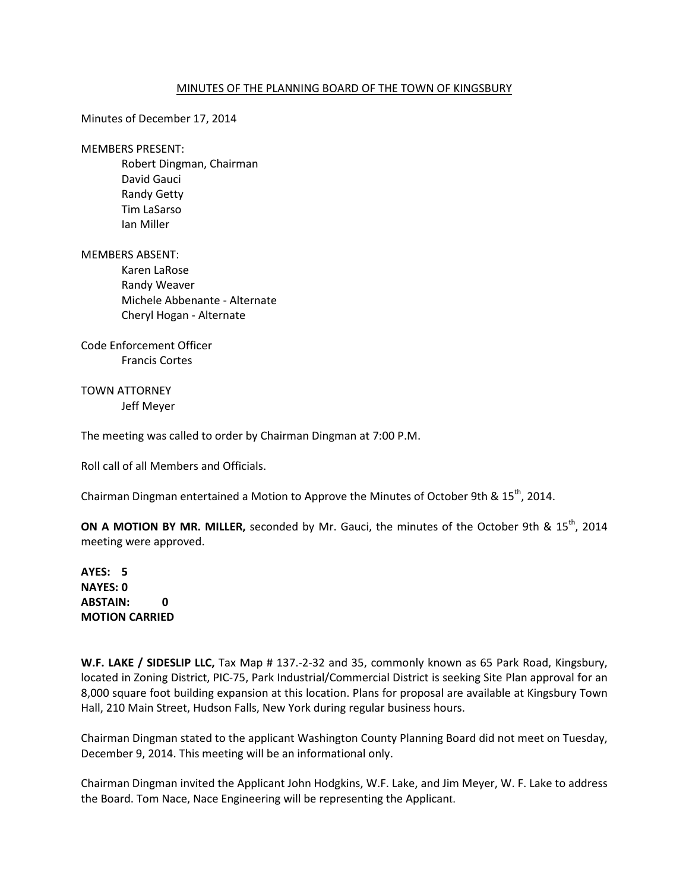MINUTES OF THE PLANNING BOARD OF THE TOWN OF KINGSBURY

Minutes of December 17, 2014

MEMBERS PRESENT:
- Robert Dingman, Chairman
- David Gauci
- Randy Getty
- Tim LaSarso
- Ian Miller

MEMBERS ABSENT:
- Karen LaRose
- Randy Weaver
- Michele Abbenante - Alternate
- Cheryl Hogan - Alternate

Code Enforcement Officer
- Francis Cortes

TOWN ATTORNEY
- Jeff Meyer

The meeting was called to order by Chairman Dingman at 7:00 P.M.

Roll call of all Members and Officials.

Chairman Dingman entertained a Motion to Approve the Minutes of October 9th & 15th, 2014.

**ON A MOTION BY MR. MILLER,** seconded by Mr. Gauci, the minutes of the October 9th & 15th, 2014 meeting were approved.

**AYES: 5**
**NAYES: 0**
**ABSTAIN: 0**
**MOTION CARRIED**

**W.F. LAKE / SIDESLIP LLC,** Tax Map # 137.-2-32 and 35, commonly known as 65 Park Road, Kingsbury, located in Zoning District, PIC-75, Park Industrial/Commercial District is seeking Site Plan approval for an 8,000 square foot building expansion at this location. Plans for proposal are available at Kingsbury Town Hall, 210 Main Street, Hudson Falls, New York during regular business hours.

Chairman Dingman stated to the applicant Washington County Planning Board did not meet on Tuesday, December 9, 2014. This meeting will be an informational only.

Chairman Dingman invited the Applicant John Hodgkins, W.F. Lake, and Jim Meyer, W. F. Lake to address the Board. Tom Nace, Nace Engineering will be representing the Applicant.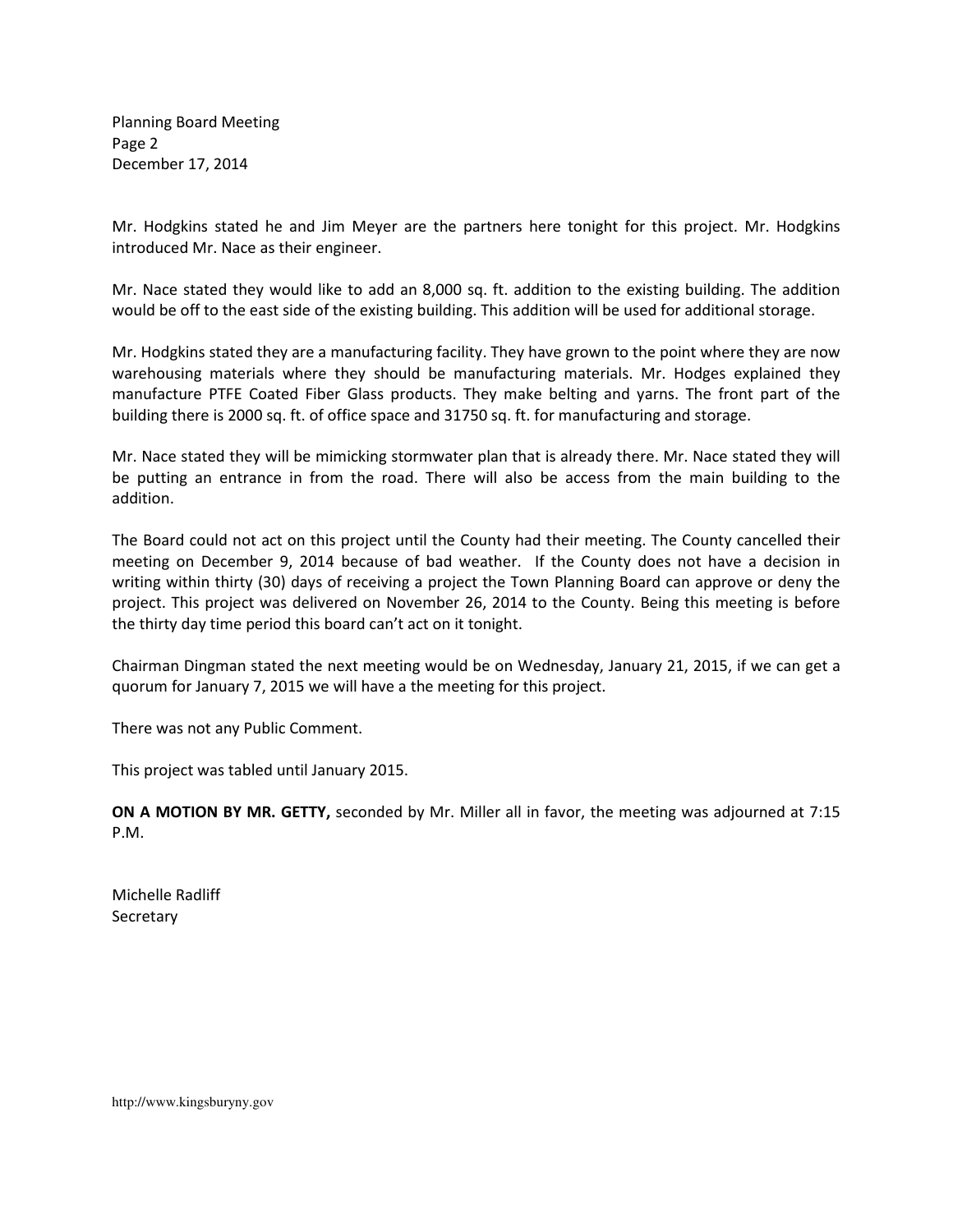Mr. Hodgkins stated he and Jim Meyer are the partners here tonight for this project. Mr. Hodgkins introduced Mr. Nace as their engineer.

Mr. Nace stated they would like to add an 8,000 sq. ft. addition to the existing building. The addition would be off to the east side of the existing building. This addition will be used for additional storage.

Mr. Hodgkins stated they are a manufacturing facility. They have grown to the point where they are now warehousing materials where they should be manufacturing materials. Mr. Hodges explained they manufacture PTFE Coated Fiber Glass products. They make belting and yarns. The front part of the building there is 2000 sq. ft. of office space and 31750 sq. ft. for manufacturing and storage.

Mr. Nace stated they will be mimicking stormwater plan that is already there. Mr. Nace stated they will be putting an entrance in from the road. There will also be access from the main building to the addition.

The Board could not act on this project until the County had their meeting. The County cancelled their meeting on December 9, 2014 because of bad weather. If the County does not have a decision in writing within thirty (30) days of receiving a project the Town Planning Board can approve or deny the project. This project was delivered on November 26, 2014 to the County. Being this meeting is before the thirty day time period this board can't act on it tonight.

Chairman Dingman stated the next meeting would be on Wednesday, January 21, 2015, if we can get a quorum for January 7, 2015 we will have a the meeting for this project.

There was not any Public Comment.

This project was tabled until January 2015.

**ON A MOTION BY MR. GETTY,** seconded by Mr. Miller all in favor, the meeting was adjourned at 7:15 P.M.

Michelle Radliff
Secretary